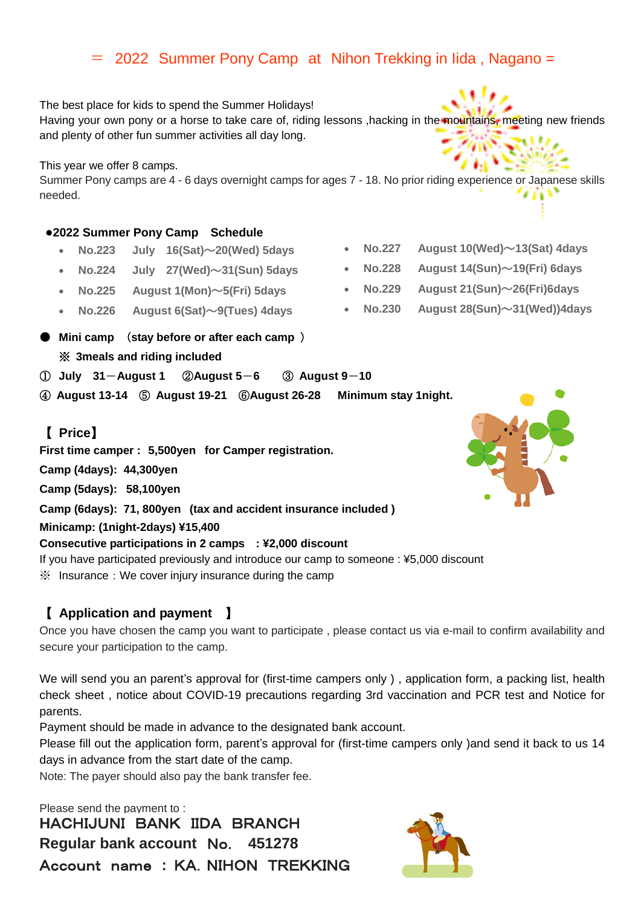# ＝ 2022 Summer Pony Camp at Nihon Trekking in Iida , Nagano =

The best place for kids to spend the Summer Holidays!
Having your own pony or a horse to take care of, riding lessons ,hacking in the mountains, meeting new friends and plenty of other fun summer activities all day long.

This year we offer 8 camps.
Summer Pony camps are 4 - 6 days overnight camps for ages 7 - 18. No prior riding experience or Japanese skills needed.

**●2022 Summer Pony Camp　Schedule**

- **No.223　July　16(Sat)～20(Wed) 5days**
- **No.224　July　27(Wed)～31(Sun) 5days**
- **No.225　August 1(Mon)～5(Fri) 5days**
- **No.226　August 6(Sat)～9(Tues) 4days**
- **No.227　August 10(Wed)～13(Sat) 4days**
- **No.228　August 14(Sun)～19(Fri) 6days**
- **No.229　August 21(Sun)～26(Fri)6days**
- **No.230　August 28(Sun)～31(Wed))4days**

**● Mini camp　（stay before or after each camp ）**

**※ 3meals and riding included**

**① July　31－August 1　②August 5－6　③ August 9－10**

**④ August 13-14　⑤ August 19-21　⑥August 26-28　Minimum stay 1night.**

## 【 Price】

**First time camper : 5,500yen for Camper registration.**

**Camp (4days): 44,300yen**

**Camp (5days): 58,100yen**

**Camp (6days): 71, 800yen (tax and accident insurance included )**

**Minicamp: (1night-2days) ¥15,400**

**Consecutive participations in 2 camps　: ¥2,000 discount**

If you have participated previously and introduce our camp to someone : ¥5,000 discount

※ Insurance：We cover injury insurance during the camp

## 【 Application and payment　】

Once you have chosen the camp you want to participate , please contact us via e-mail to confirm availability and secure your participation to the camp.

We will send you an parent's approval for (first-time campers only ) , application form, a packing list, health check sheet , notice about COVID-19 precautions regarding 3rd vaccination and PCR test and Notice for parents.
Payment should be made in advance to the designated bank account.
Please fill out the application form, parent's approval for (first-time campers only )and send it back to us 14 days in advance from the start date of the camp.
Note: The payer should also pay the bank transfer fee.

Please send the payment to :

**HACHIJUNI BANK IIDA BRANCH**
**Regular bank account No. 451278**
**Account name : KA. NIHON TREKKING**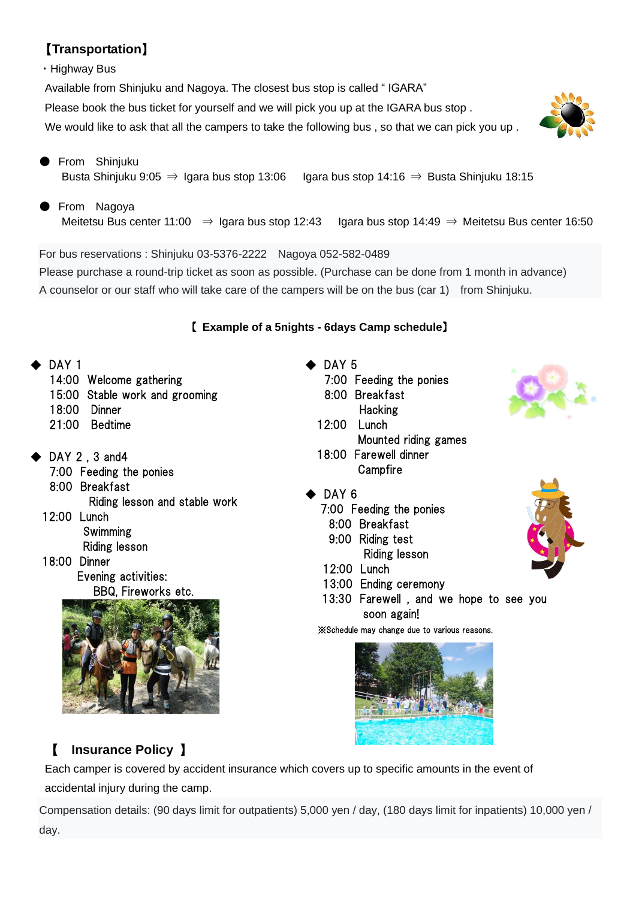## 【Transportation】

・Highway Bus

Available from Shinjuku and Nagoya. The closest bus stop is called " IGARA"

Please book the bus ticket for yourself and we will pick you up at the IGARA bus stop .

We would like to ask that all the campers to take the following bus , so that we can pick you up .

- From Shinjuku
  Busta Shinjuku 9:05 ⇒ Igara bus stop 13:06 Igara bus stop 14:16 ⇒ Busta Shinjuku 18:15

- From Nagoya
  Meitetsu Bus center 11:00 ⇒ Igara bus stop 12:43 Igara bus stop 14:49 ⇒ Meitetsu Bus center 16:50

For bus reservations : Shinjuku 03-5376-2222 Nagoya 052-582-0489

Please purchase a round-trip ticket as soon as possible. (Purchase can be done from 1 month in advance)

A counselor or our staff who will take care of the campers will be on the bus (car 1) from Shinjuku.

## 【 Example of a 5nights - 6days Camp schedule】

◆ DAY 1

14:00 Welcome gathering

15:00 Stable work and grooming

18:00 Dinner

21:00 Bedtime

◆ DAY 2 , 3 and4

7:00 Feeding the ponies

8:00 Breakfast

Riding lesson and stable work

12:00 Lunch

Swimming

Riding lesson

18:00 Dinner

Evening activities:

BBQ, Fireworks etc.

◆ DAY 5

7:00 Feeding the ponies

8:00 Breakfast

Hacking

12:00 Lunch

Mounted riding games

18:00 Farewell dinner

Campfire

◆ DAY 6

7:00 Feeding the ponies

8:00 Breakfast

9:00 Riding test

Riding lesson

12:00 Lunch

13:00 Ending ceremony

13:30 Farewell , and we hope to see you soon again!

※Schedule may change due to various reasons.

## 【 Insurance Policy 】

Each camper is covered by accident insurance which covers up to specific amounts in the event of accidental injury during the camp.

Compensation details: (90 days limit for outpatients) 5,000 yen / day, (180 days limit for inpatients) 10,000 yen / day.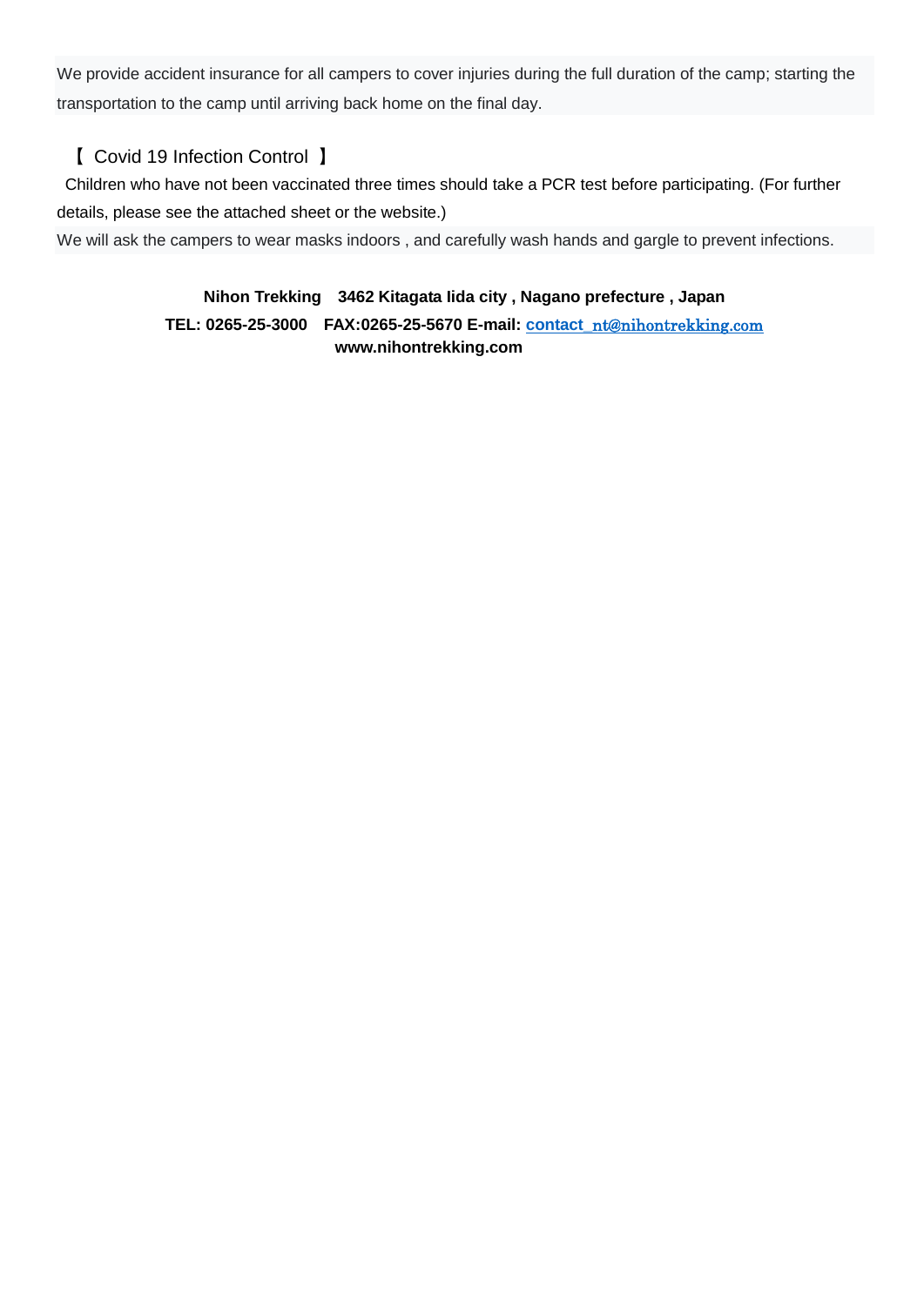We provide accident insurance for all campers to cover injuries during the full duration of the camp; starting the transportation to the camp until arriving back home on the final day.

【 Covid 19 Infection Control 】

Children who have not been vaccinated three times should take a PCR test before participating. (For further details, please see the attached sheet or the website.)

We will ask the campers to wear masks indoors , and carefully wash hands and gargle to prevent infections.

**Nihon Trekking 3462 Kitagata Iida city , Nagano prefecture , Japan**

**TEL: 0265-25-3000 FAX:0265-25-5670 E-mail: contact_nt@nihontrekking.com**

**www.nihontrekking.com**